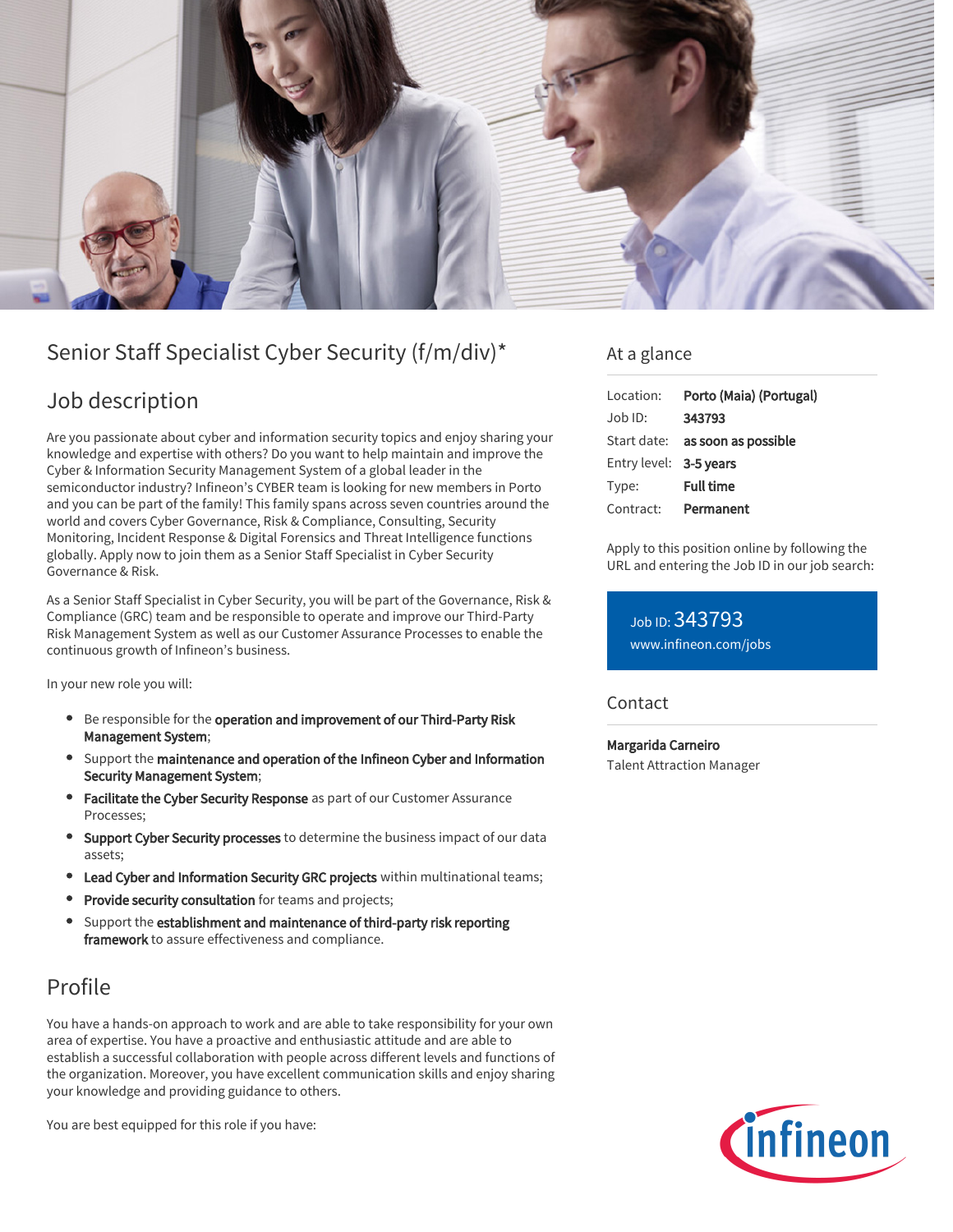# Senior Staff Specialist Cyber Security (f/m/div)*

## Job description

Are you passionate about cyber and information security topics and enjoy sharing your knowledge and expertise with others? Do you want to help maintain and improve the Cyber & Information Security Management System of a global leader in the semiconductor industry? Infineon's CYBER team is looking for new members in Porto and you can be part of the family! This family spans across seven countries around the world and covers Cyber Governance, Risk & Compliance, Consulting, Security Monitoring, Incident Response & Digital Forensics and Threat Intelligence functions globally. Apply now to join them as a Senior Staff Specialist in Cyber Security Governance & Risk.

As a Senior Staff Specialist in Cyber Security, you will be part of the Governance, Risk & Compliance (GRC) team and be responsible to operate and improve our Third-Party Risk Management System as well as our Customer Assurance Processes to enable the continuous growth of Infineon's business.

In your new role you will:

- Be responsible for the **operation and improvement of our Third-Party Risk Management System**;
- Support the **maintenance and operation of the Infineon Cyber and Information Security Management System**;
- **Facilitate the Cyber Security Response** as part of our Customer Assurance Processes;
- **Support Cyber Security processes** to determine the business impact of our data assets;
- **Lead Cyber and Information Security GRC projects** within multinational teams;
- **Provide security consultation** for teams and projects;
- Support the **establishment and maintenance of third-party risk reporting framework** to assure effectiveness and compliance.

## Profile

You have a hands-on approach to work and are able to take responsibility for your own area of expertise. You have a proactive and enthusiastic attitude and are able to establish a successful collaboration with people across different levels and functions of the organization. Moreover, you have excellent communication skills and enjoy sharing your knowledge and providing guidance to others.

You are best equipped for this role if you have:

## At a glance

| | |
|---|---|
| Location: | **Porto (Maia) (Portugal)** |
| Job ID: | **343793** |
| Start date: | **as soon as possible** |
| Entry level: | **3-5 years** |
| Type: | **Full time** |
| Contract: | **Permanent** |

Apply to this position online by following the URL and entering the Job ID in our job search:

Job ID: 343793
www.infineon.com/jobs

## Contact

**Margarida Carneiro**
Talent Attraction Manager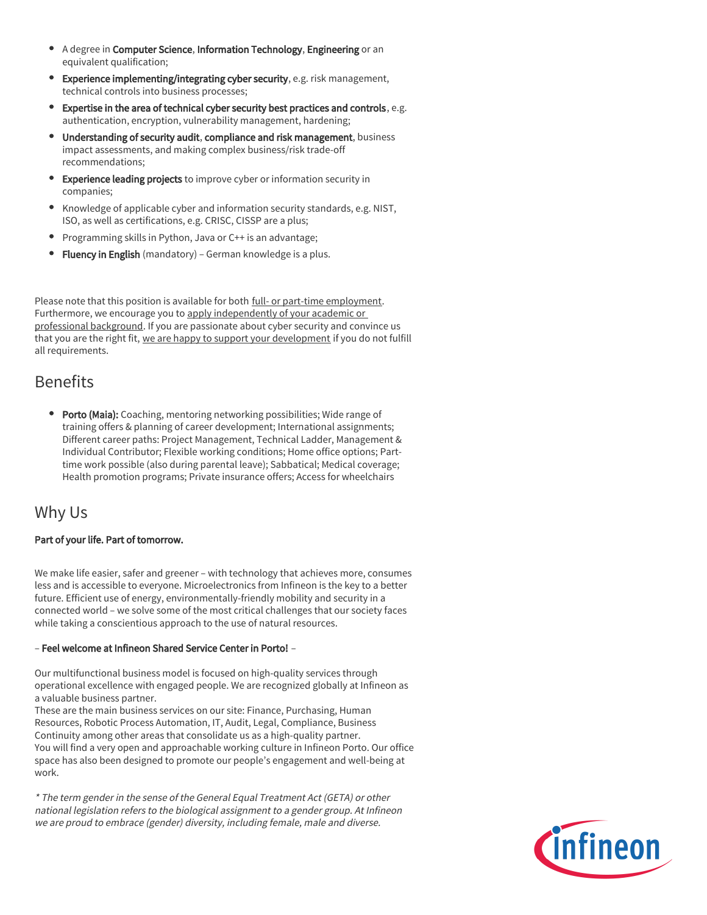- A degree in **Computer Science**, **Information Technology**, **Engineering** or an equivalent qualification;
- **Experience implementing/integrating cyber security**, e.g. risk management, technical controls into business processes;
- **Expertise in the area of technical cyber security best practices and controls**, e.g. authentication, encryption, vulnerability management, hardening;
- **Understanding of security audit**, **compliance and risk management**, business impact assessments, and making complex business/risk trade-off recommendations;
- **Experience leading projects** to improve cyber or information security in companies;
- Knowledge of applicable cyber and information security standards, e.g. NIST, ISO, as well as certifications, e.g. CRISC, CISSP are a plus;
- Programming skills in Python, Java or C++ is an advantage;
- **Fluency in English** (mandatory) – German knowledge is a plus.

Please note that this position is available for both full- or part-time employment. Furthermore, we encourage you to apply independently of your academic or professional background. If you are passionate about cyber security and convince us that you are the right fit, we are happy to support your development if you do not fulfill all requirements.

## Benefits

- **Porto (Maia):** Coaching, mentoring networking possibilities; Wide range of training offers & planning of career development; International assignments; Different career paths: Project Management, Technical Ladder, Management & Individual Contributor; Flexible working conditions; Home office options; Part-time work possible (also during parental leave); Sabbatical; Medical coverage; Health promotion programs; Private insurance offers; Access for wheelchairs

## Why Us

**Part of your life. Part of tomorrow.**

We make life easier, safer and greener – with technology that achieves more, consumes less and is accessible to everyone. Microelectronics from Infineon is the key to a better future. Efficient use of energy, environmentally-friendly mobility and security in a connected world – we solve some of the most critical challenges that our society faces while taking a conscientious approach to the use of natural resources.

– **Feel welcome at Infineon Shared Service Center in Porto!** –

Our multifunctional business model is focused on high-quality services through operational excellence with engaged people. We are recognized globally at Infineon as a valuable business partner.
These are the main business services on our site: Finance, Purchasing, Human Resources, Robotic Process Automation, IT, Audit, Legal, Compliance, Business Continuity among other areas that consolidate us as a high-quality partner.
You will find a very open and approachable working culture in Infineon Porto. Our office space has also been designed to promote our people's engagement and well-being at work.

*\* The term gender in the sense of the General Equal Treatment Act (GETA) or other national legislation refers to the biological assignment to a gender group. At Infineon we are proud to embrace (gender) diversity, including female, male and diverse.*